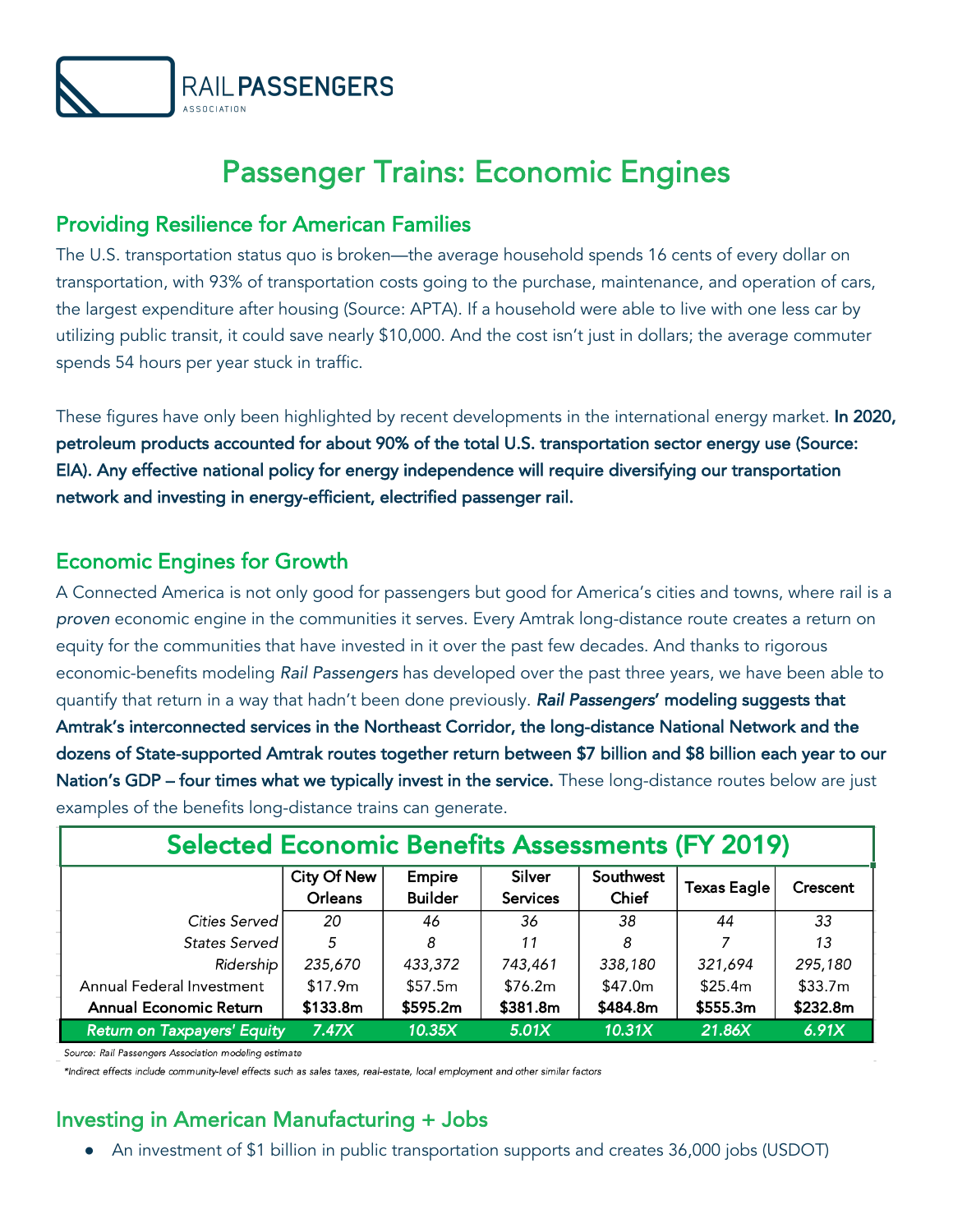RAIL PASSENGERS
ASSOCIATION

# Passenger Trains: Economic Engines

## Providing Resilience for American Families

The U.S. transportation status quo is broken—the average household spends 16 cents of every dollar on transportation, with 93% of transportation costs going to the purchase, maintenance, and operation of cars, the largest expenditure after housing (Source: APTA). If a household were able to live with one less car by utilizing public transit, it could save nearly $10,000. And the cost isn't just in dollars; the average commuter spends 54 hours per year stuck in traffic.

These figures have only been highlighted by recent developments in the international energy market. **In 2020, petroleum products accounted for about 90% of the total U.S. transportation sector energy use (Source: EIA). Any effective national policy for energy independence will require diversifying our transportation network and investing in energy-efficient, electrified passenger rail.**

## Economic Engines for Growth

A Connected America is not only good for passengers but good for America's cities and towns, where rail is a *proven* economic engine in the communities it serves. Every Amtrak long-distance route creates a return on equity for the communities that have invested in it over the past few decades. And thanks to rigorous economic-benefits modeling *Rail Passengers* has developed over the past three years, we have been able to quantify that return in a way that hadn't been done previously. ***Rail Passengers*' modeling suggests that Amtrak's interconnected services in the Northeast Corridor, the long-distance National Network and the dozens of State-supported Amtrak routes together return between $7 billion and $8 billion each year to our Nation's GDP – four times what we typically invest in the service.** These long-distance routes below are just examples of the benefits long-distance trains can generate.

**Selected Economic Benefits Assessments (FY 2019)**

| | City Of New Orleans | Empire Builder | Silver Services | Southwest Chief | Texas Eagle | Crescent |
|---|---|---|---|---|---|---|
| *Cities Served* | *20* | *46* | *36* | *38* | *44* | *33* |
| *States Served* | *5* | *8* | *11* | *8* | *7* | *13* |
| *Ridership* | *235,670* | *433,372* | *743,461* | *338,180* | *321,694* | *295,180* |
| Annual Federal Investment | $17.9m | $57.5m | $76.2m | $47.0m | $25.4m | $33.7m |
| **Annual Economic Return** | **$133.8m** | **$595.2m** | **$381.8m** | **$484.8m** | **$555.3m** | **$232.8m** |
| ***Return on Taxpayers' Equity*** | ***7.47X*** | ***10.35X*** | ***5.01X*** | ***10.31X*** | ***21.86X*** | ***6.91X*** |

*Source: Rail Passengers Association modeling estimate*

*Indirect effects include community-level effects such as sales taxes, real-estate, local employment and other similar factors*

## Investing in American Manufacturing + Jobs

- An investment of $1 billion in public transportation supports and creates 36,000 jobs (USDOT)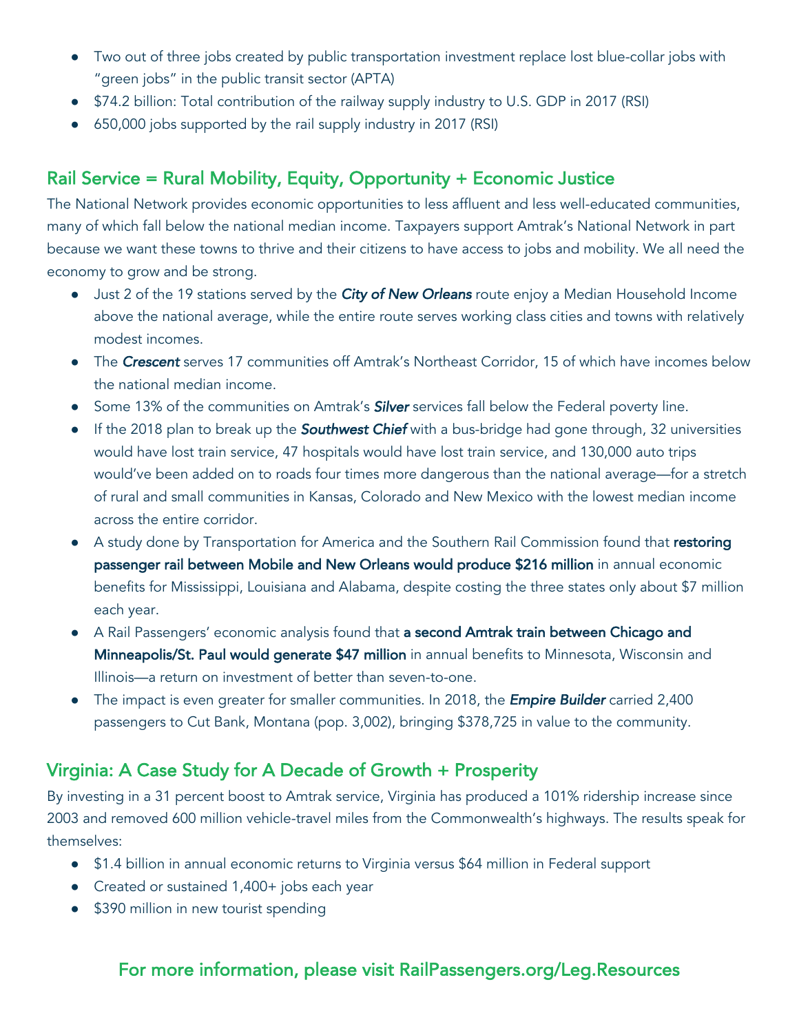- Two out of three jobs created by public transportation investment replace lost blue-collar jobs with "green jobs" in the public transit sector (APTA)
- $74.2 billion: Total contribution of the railway supply industry to U.S. GDP in 2017 (RSI)
- 650,000 jobs supported by the rail supply industry in 2017 (RSI)

## Rail Service = Rural Mobility, Equity, Opportunity + Economic Justice

The National Network provides economic opportunities to less affluent and less well-educated communities, many of which fall below the national median income. Taxpayers support Amtrak's National Network in part because we want these towns to thrive and their citizens to have access to jobs and mobility. We all need the economy to grow and be strong.

- Just 2 of the 19 stations served by the ***City of New Orleans*** route enjoy a Median Household Income above the national average, while the entire route serves working class cities and towns with relatively modest incomes.
- The ***Crescent*** serves 17 communities off Amtrak's Northeast Corridor, 15 of which have incomes below the national median income.
- Some 13% of the communities on Amtrak's ***Silver*** services fall below the Federal poverty line.
- If the 2018 plan to break up the ***Southwest Chief*** with a bus-bridge had gone through, 32 universities would have lost train service, 47 hospitals would have lost train service, and 130,000 auto trips would've been added on to roads four times more dangerous than the national average—for a stretch of rural and small communities in Kansas, Colorado and New Mexico with the lowest median income across the entire corridor.
- A study done by Transportation for America and the Southern Rail Commission found that **restoring passenger rail between Mobile and New Orleans would produce $216 million** in annual economic benefits for Mississippi, Louisiana and Alabama, despite costing the three states only about $7 million each year.
- A Rail Passengers' economic analysis found that **a second Amtrak train between Chicago and Minneapolis/St. Paul would generate $47 million** in annual benefits to Minnesota, Wisconsin and Illinois—a return on investment of better than seven-to-one.
- The impact is even greater for smaller communities. In 2018, the ***Empire Builder*** carried 2,400 passengers to Cut Bank, Montana (pop. 3,002), bringing $378,725 in value to the community.

## Virginia: A Case Study for A Decade of Growth + Prosperity

By investing in a 31 percent boost to Amtrak service, Virginia has produced a 101% ridership increase since 2003 and removed 600 million vehicle-travel miles from the Commonwealth's highways. The results speak for themselves:

- $1.4 billion in annual economic returns to Virginia versus $64 million in Federal support
- Created or sustained 1,400+ jobs each year
- $390 million in new tourist spending

## For more information, please visit RailPassengers.org/Leg.Resources